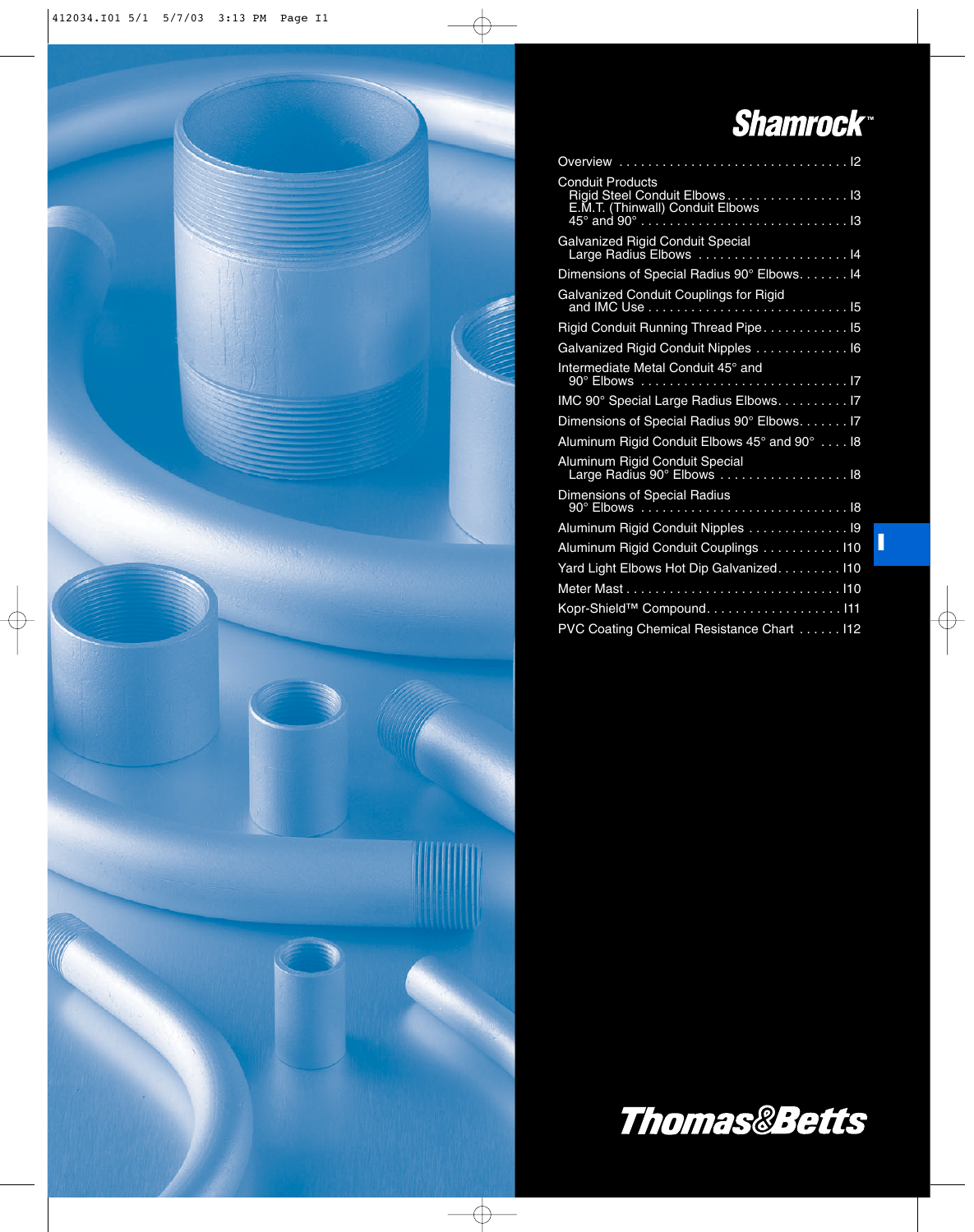# Shamrock™

| | |
|---|---|
| Overview | I2 |
| Conduit Products | |
| Rigid Steel Conduit Elbows | I3 |
| E.M.T. (Thinwall) Conduit Elbows 45° and 90° | I3 |
| Galvanized Rigid Conduit Special Large Radius Elbows | I4 |
| Dimensions of Special Radius 90° Elbows | I4 |
| Galvanized Conduit Couplings for Rigid and IMC Use | I5 |
| Rigid Conduit Running Thread Pipe | I5 |
| Galvanized Rigid Conduit Nipples | I6 |
| Intermediate Metal Conduit 45° and 90° Elbows | I7 |
| IMC 90° Special Large Radius Elbows | I7 |
| Dimensions of Special Radius 90° Elbows | I7 |
| Aluminum Rigid Conduit Elbows 45° and 90° | I8 |
| Aluminum Rigid Conduit Special Large Radius 90° Elbows | I8 |
| Dimensions of Special Radius 90° Elbows | I8 |
| Aluminum Rigid Conduit Nipples | I9 |
| Aluminum Rigid Conduit Couplings | I10 |
| Yard Light Elbows Hot Dip Galvanized | I10 |
| Meter Mast | I10 |
| Kopr-Shield™ Compound | I11 |
| PVC Coating Chemical Resistance Chart | I12 |

I

Thomas&Betts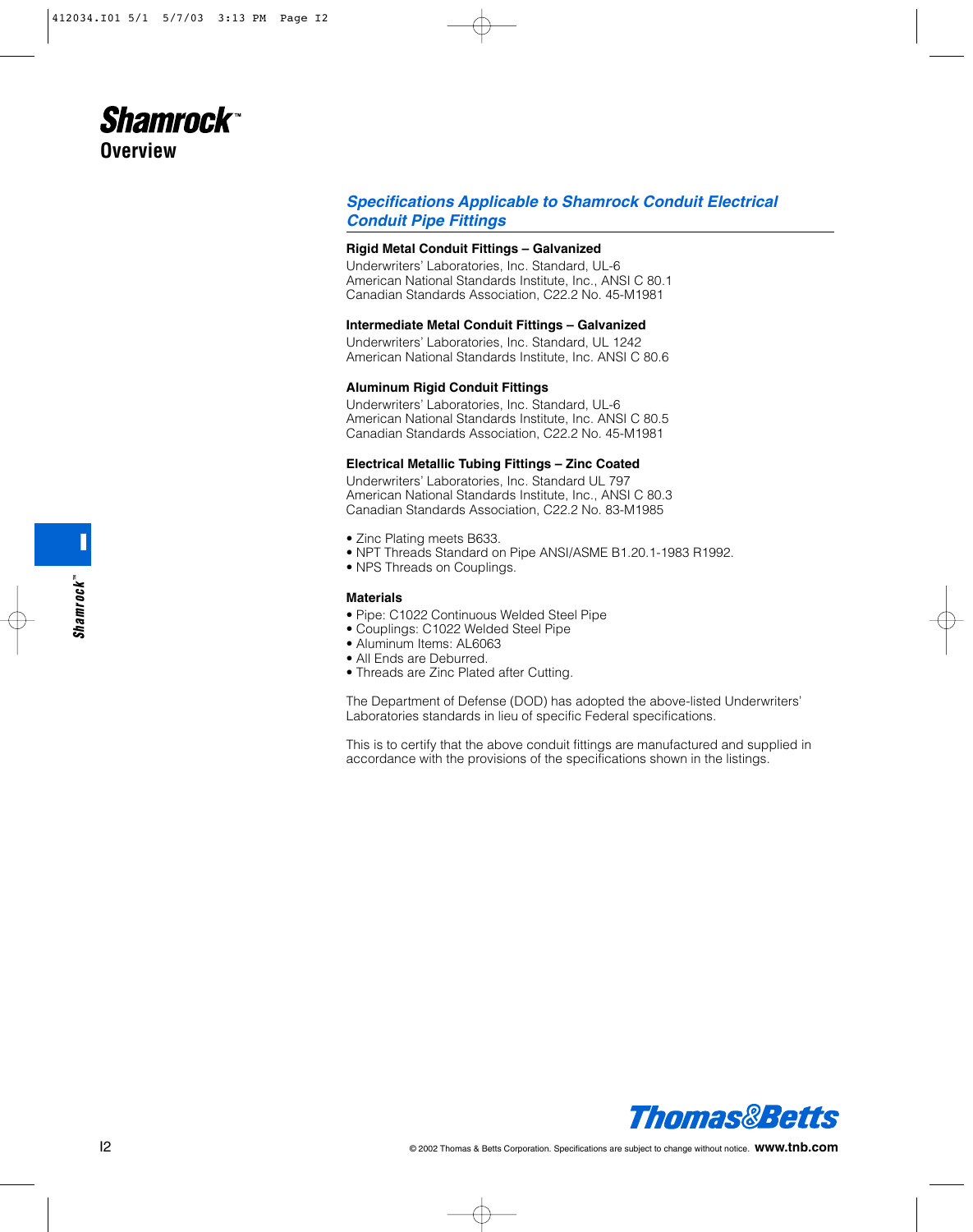# Shamrock™

## Overview

### *Specifications Applicable to Shamrock Conduit Electrical Conduit Pipe Fittings*

**Rigid Metal Conduit Fittings – Galvanized**
Underwriters' Laboratories, Inc. Standard, UL-6
American National Standards Institute, Inc., ANSI C 80.1
Canadian Standards Association, C22.2 No. 45-M1981

**Intermediate Metal Conduit Fittings – Galvanized**
Underwriters' Laboratories, Inc. Standard, UL 1242
American National Standards Institute, Inc. ANSI C 80.6

**Aluminum Rigid Conduit Fittings**
Underwriters' Laboratories, Inc. Standard, UL-6
American National Standards Institute, Inc. ANSI C 80.5
Canadian Standards Association, C22.2 No. 45-M1981

**Electrical Metallic Tubing Fittings – Zinc Coated**
Underwriters' Laboratories, Inc. Standard UL 797
American National Standards Institute, Inc., ANSI C 80.3
Canadian Standards Association, C22.2 No. 83-M1985

- Zinc Plating meets B633.
- NPT Threads Standard on Pipe ANSI/ASME B1.20.1-1983 R1992.
- NPS Threads on Couplings.

**Materials**

- Pipe: C1022 Continuous Welded Steel Pipe
- Couplings: C1022 Welded Steel Pipe
- Aluminum Items: AL6063
- All Ends are Deburred.
- Threads are Zinc Plated after Cutting.

The Department of Defense (DOD) has adopted the above-listed Underwriters' Laboratories standards in lieu of specific Federal specifications.

This is to certify that the above conduit fittings are manufactured and supplied in accordance with the provisions of the specifications shown in the listings.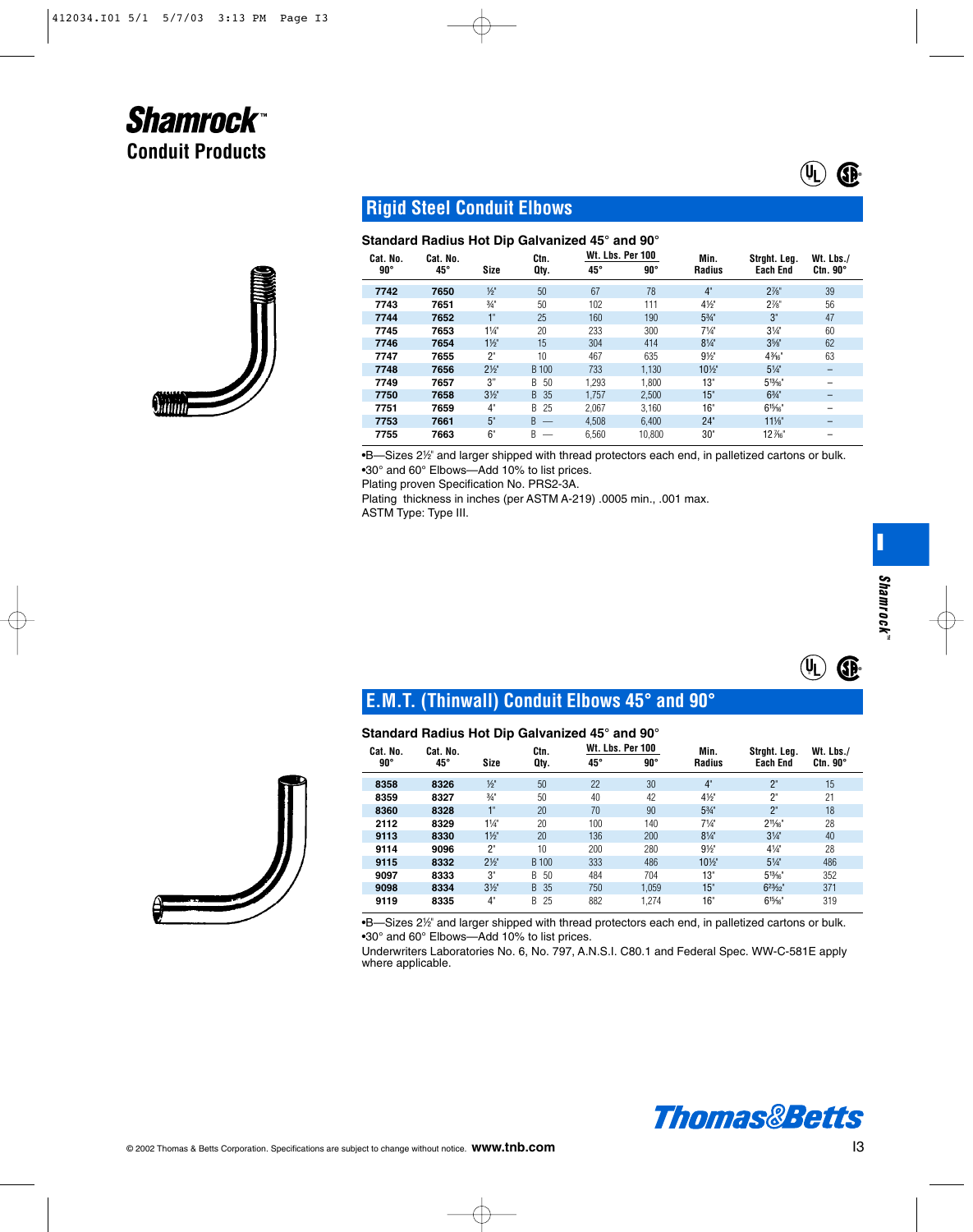# Shamrock™ Conduit Products

## Rigid Steel Conduit Elbows

### Standard Radius Hot Dip Galvanized 45° and 90°

| Cat. No. 90° | Cat. No. 45° | Size | Ctn. Qty. | Wt. Lbs. Per 100 45° | Wt. Lbs. Per 100 90° | Min. Radius | Strght. Leg. Each End | Wt. Lbs./ Ctn. 90° |
|---|---|---|---|---|---|---|---|---|
| **7742** | **7650** | ½" | 50 | 67 | 78 | 4" | 2⅞" | 39 |
| **7743** | **7651** | ¾" | 50 | 102 | 111 | 4½" | 2⅞" | 56 |
| **7744** | **7652** | 1" | 25 | 160 | 190 | 5¾" | 3" | 47 |
| **7745** | **7653** | 1¼" | 20 | 233 | 300 | 7¼" | 3¼" | 60 |
| **7746** | **7654** | 1½" | 15 | 304 | 414 | 8¼" | 3⅝" | 62 |
| **7747** | **7655** | 2" | 10 | 467 | 635 | 9½" | 4³⁄₁₆" | 63 |
| **7748** | **7656** | 2½" | B 100 | 733 | 1,130 | 10½" | 5¼" | – |
| **7749** | **7657** | 3" | B 50 | 1,293 | 1,800 | 13" | 5¹³⁄₁₆" | – |
| **7750** | **7658** | 3½" | B 35 | 1,757 | 2,500 | 15" | 6¾" | – |
| **7751** | **7659** | 4" | B 25 | 2,067 | 3,160 | 16" | 6¹⁵⁄₁₆" | – |
| **7753** | **7661** | 5" | B — | 4,508 | 6,400 | 24" | 11⅛" | – |
| **7755** | **7663** | 6" | B — | 6,560 | 10,800 | 30" | 12⁷⁄₁₆" | – |

•B—Sizes 2½" and larger shipped with thread protectors each end, in palletized cartons or bulk.
•30° and 60° Elbows—Add 10% to list prices.
Plating proven Specification No. PRS2-3A.
Plating thickness in inches (per ASTM A-219) .0005 min., .001 max.
ASTM Type: Type III.

## E.M.T. (Thinwall) Conduit Elbows 45° and 90°

### Standard Radius Hot Dip Galvanized 45° and 90°

| Cat. No. 90° | Cat. No. 45° | Size | Ctn. Qty. | Wt. Lbs. Per 100 45° | Wt. Lbs. Per 100 90° | Min. Radius | Strght. Leg. Each End | Wt. Lbs./ Ctn. 90° |
|---|---|---|---|---|---|---|---|---|
| **8358** | **8326** | ½" | 50 | 22 | 30 | 4" | 2" | 15 |
| **8359** | **8327** | ¾" | 50 | 40 | 42 | 4½" | 2" | 21 |
| **8360** | **8328** | 1" | 20 | 70 | 90 | 5¾" | 2" | 18 |
| **2112** | **8329** | 1¼" | 20 | 100 | 140 | 7¼" | 2¹¹⁄₁₆" | 28 |
| **9113** | **8330** | 1½" | 20 | 136 | 200 | 8¼" | 3¼" | 40 |
| **9114** | **9096** | 2" | 10 | 200 | 280 | 9½" | 4¼" | 28 |
| **9115** | **8332** | 2½" | B 100 | 333 | 486 | 10½" | 5¼" | 486 |
| **9097** | **8333** | 3" | B 50 | 484 | 704 | 13" | 5¹³⁄₁₆" | 352 |
| **9098** | **8334** | 3½" | B 35 | 750 | 1,059 | 15" | 6²³⁄₃₂" | 371 |
| **9119** | **8335** | 4" | B 25 | 882 | 1,274 | 16" | 6¹⁵⁄₁₆" | 319 |

•B—Sizes 2½" and larger shipped with thread protectors each end, in palletized cartons or bulk.
•30° and 60° Elbows—Add 10% to list prices.
Underwriters Laboratories No. 6, No. 797, A.N.S.I. C80.1 and Federal Spec. WW-C-581E apply where applicable.

Thomas&Betts

© 2002 Thomas & Betts Corporation. Specifications are subject to change without notice. **www.tnb.com**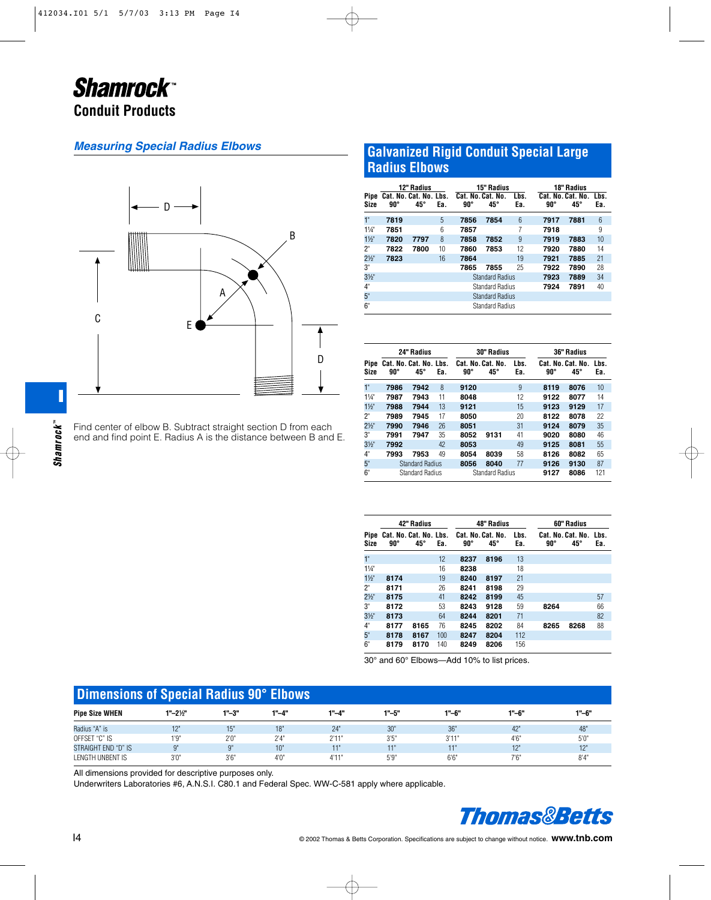# Shamrock™ Conduit Products

## Measuring Special Radius Elbows

Find center of elbow B. Subtract straight section D from each end and find point E. Radius A is the distance between B and E.

## Galvanized Rigid Conduit Special Large Radius Elbows

| Pipe Size | 12" Radius Cat. No. 90° | 12" Radius Cat. No. 45° | 12" Radius Lbs. Ea. | 15" Radius Cat. No. 90° | 15" Radius Cat. No. 45° | 15" Radius Lbs. Ea. | 18" Radius Cat. No. 90° | 18" Radius Cat. No. 45° | 18" Radius Lbs. Ea. |
|---|---|---|---|---|---|---|---|---|---|
| 1" | **7819** | | 5 | **7856** | **7854** | 6 | **7917** | **7881** | 6 |
| 1¼" | **7851** | | 6 | **7857** | | 7 | **7918** | | 9 |
| 1½" | **7820** | **7797** | 8 | **7858** | **7852** | 9 | **7919** | **7883** | 10 |
| 2" | **7822** | **7800** | 10 | **7860** | **7853** | 12 | **7920** | **7880** | 14 |
| 2½" | **7823** | | 16 | **7864** | | 19 | **7921** | **7885** | 21 |
| 3" | | | | **7865** | **7855** | 25 | **7922** | **7890** | 28 |
| 3½" | | | | Standard Radius | | | **7923** | **7889** | 34 |
| 4" | | | | Standard Radius | | | **7924** | **7891** | 40 |
| 5" | | | | Standard Radius | | | | | |
| 6" | | | | Standard Radius | | | | | |

| Pipe Size | 24" Radius Cat. No. 90° | 24" Radius Cat. No. 45° | 24" Radius Lbs. Ea. | 30" Radius Cat. No. 90° | 30" Radius Cat. No. 45° | 30" Radius Lbs. Ea. | 36" Radius Cat. No. 90° | 36" Radius Cat. No. 45° | 36" Radius Lbs. Ea. |
|---|---|---|---|---|---|---|---|---|---|
| 1" | **7986** | **7942** | 8 | **9120** | | 9 | **8119** | **8076** | 10 |
| 1¼" | **7987** | **7943** | 11 | **8048** | | 12 | **9122** | **8077** | 14 |
| 1½" | **7988** | **7944** | 13 | **9121** | | 15 | **9123** | **9129** | 17 |
| 2" | **7989** | **7945** | 17 | **8050** | | 20 | **8122** | **8078** | 22 |
| 2½" | **7990** | **7946** | 26 | **8051** | | 31 | **9124** | **8079** | 35 |
| 3" | **7991** | **7947** | 35 | **8052** | **9131** | 41 | **9020** | **8080** | 46 |
| 3½" | **7992** | | 42 | **8053** | | 49 | **9125** | **8081** | 55 |
| 4" | **7993** | **7953** | 49 | **8054** | **8039** | 58 | **8126** | **8082** | 65 |
| 5" | Standard Radius | | | **8056** | **8040** | 77 | **9126** | **9130** | 87 |
| 6" | Standard Radius | | | Standard Radius | | | **9127** | **8086** | 121 |

| Pipe Size | 42" Radius Cat. No. 90° | 42" Radius Cat. No. 45° | 42" Radius Lbs. Ea. | 48" Radius Cat. No. 90° | 48" Radius Cat. No. 45° | 48" Radius Lbs. Ea. | 60" Radius Cat. No. 90° | 60" Radius Cat. No. 45° | 60" Radius Lbs. Ea. |
|---|---|---|---|---|---|---|---|---|---|
| 1" | | | 12 | **8237** | **8196** | 13 | | | |
| 1¼" | | | 16 | **8238** | | 18 | | | |
| 1½" | **8174** | | 19 | **8240** | **8197** | 21 | | | |
| 2" | **8171** | | 26 | **8241** | **8198** | 29 | | | |
| 2½" | **8175** | | 41 | **8242** | **8199** | 45 | | | 57 |
| 3" | **8172** | | 53 | **8243** | **9128** | 59 | **8264** | | 66 |
| 3½" | **8173** | | 64 | **8244** | **8201** | 71 | | | 82 |
| 4" | **8177** | **8165** | 76 | **8245** | **8202** | 84 | **8265** | **8268** | 88 |
| 5" | **8178** | **8167** | 100 | **8247** | **8204** | 112 | | | |
| 6" | **8179** | **8170** | 140 | **8249** | **8206** | 156 | | | |

30° and 60° Elbows—Add 10% to list prices.

## Dimensions of Special Radius 90° Elbows

| Pipe Size WHEN | 1"–2½" | 1"–3" | 1"–4" | 1"–4" | 1"–5" | 1"–6" | 1"–6" | 1"–6" |
|---|---|---|---|---|---|---|---|---|
| Radius "A" is | 12" | 15" | 18" | 24" | 30" | 36" | 42" | 48" |
| OFFSET "C" IS | 1'9" | 2'0" | 2'4" | 2'11" | 3'5" | 3'11" | 4'6" | 5'0" |
| STRAIGHT END "D" IS | 9" | 9" | 10" | 11" | 11" | 11" | 12" | 12" |
| LENGTH UNBENT IS | 3'0" | 3'6" | 4'0" | 4'11" | 5'9" | 6'6" | 7'6" | 8'4" |

All dimensions provided for descriptive purposes only.

Underwriters Laboratories #6, A.N.S.I. C80.1 and Federal Spec. WW-C-581 apply where applicable.

Thomas&Betts

© 2002 Thomas & Betts Corporation. Specifications are subject to change without notice. **www.tnb.com**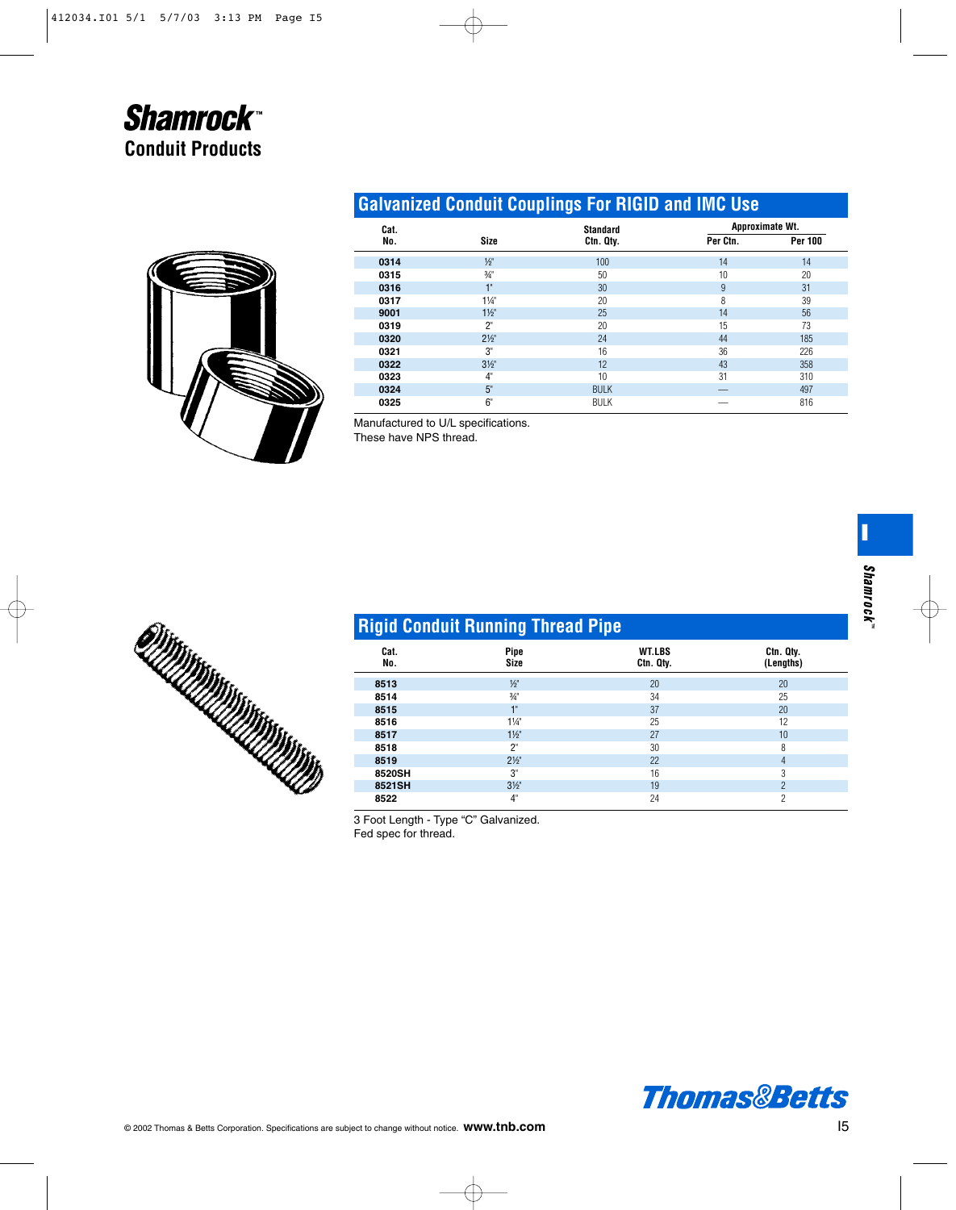# Shamrock™ Conduit Products

## Galvanized Conduit Couplings For RIGID and IMC Use

| Cat. No. | Size | Standard Ctn. Qty. | Approximate Wt. Per Ctn. | Approximate Wt. Per 100 |
|---|---|---|---|---|
| 0314 | ½" | 100 | 14 | 14 |
| 0315 | ¾" | 50 | 10 | 20 |
| 0316 | 1" | 30 | 9 | 31 |
| 0317 | 1¼" | 20 | 8 | 39 |
| 9001 | 1½" | 25 | 14 | 56 |
| 0319 | 2" | 20 | 15 | 73 |
| 0320 | 2½" | 24 | 44 | 185 |
| 0321 | 3" | 16 | 36 | 226 |
| 0322 | 3½" | 12 | 43 | 358 |
| 0323 | 4" | 10 | 31 | 310 |
| 0324 | 5" | BULK | — | 497 |
| 0325 | 6" | BULK | — | 816 |

Manufactured to U/L specifications.
These have NPS thread.

## Rigid Conduit Running Thread Pipe

| Cat. No. | Pipe Size | WT.LBS Ctn. Qty. | Ctn. Qty. (Lengths) |
|---|---|---|---|
| 8513 | ½" | 20 | 20 |
| 8514 | ¾" | 34 | 25 |
| 8515 | 1" | 37 | 20 |
| 8516 | 1¼" | 25 | 12 |
| 8517 | 1½" | 27 | 10 |
| 8518 | 2" | 30 | 8 |
| 8519 | 2½" | 22 | 4 |
| 8520SH | 3" | 16 | 3 |
| 8521SH | 3½" | 19 | 2 |
| 8522 | 4" | 24 | 2 |

3 Foot Length - Type "C" Galvanized.
Fed spec for thread.

© 2002 Thomas & Betts Corporation. Specifications are subject to change without notice. **www.tnb.com**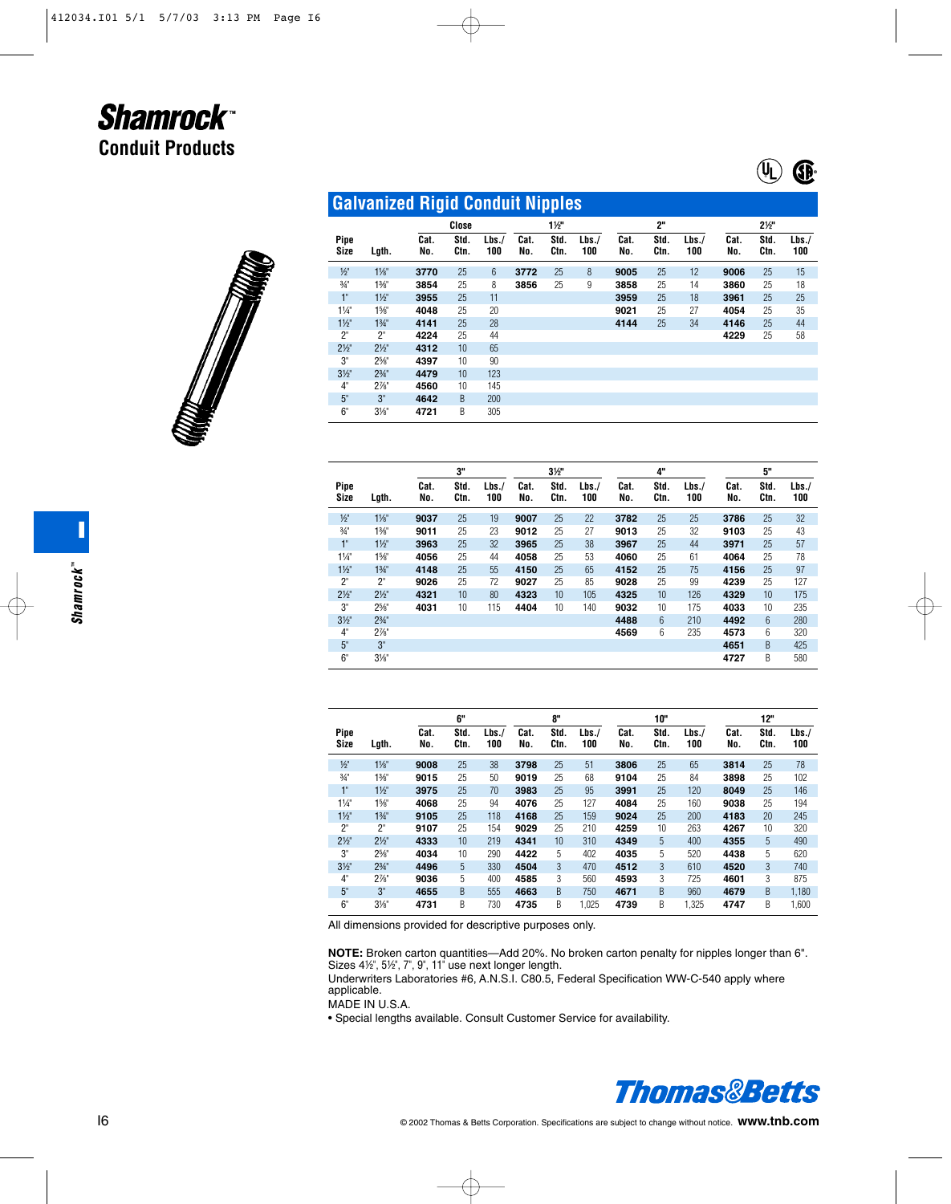# Shamrock™

## Conduit Products

## Galvanized Rigid Conduit Nipples

| Pipe Size | Lgth. | Close Cat. No. | Close Std. Ctn. | Close Lbs./100 | 1½" Cat. No. | 1½" Std. Ctn. | 1½" Lbs./100 | 2" Cat. No. | 2" Std. Ctn. | 2" Lbs./100 | 2½" Cat. No. | 2½" Std. Ctn. | 2½" Lbs./100 |
|---|---|---|---|---|---|---|---|---|---|---|---|---|---|
| ½" | 1⅛" | **3770** | 25 | 6 | **3772** | 25 | 8 | **9005** | 25 | 12 | **9006** | 25 | 15 |
| ¾" | 1⅜" | **3854** | 25 | 8 | **3856** | 25 | 9 | **3858** | 25 | 14 | **3860** | 25 | 18 |
| 1" | 1½" | **3955** | 25 | 11 | | | | **3959** | 25 | 18 | **3961** | 25 | 25 |
| 1¼" | 1⅝" | **4048** | 25 | 20 | | | | **9021** | 25 | 27 | **4054** | 25 | 35 |
| 1½" | 1¾" | **4141** | 25 | 28 | | | | **4144** | 25 | 34 | **4146** | 25 | 44 |
| 2" | 2" | **4224** | 25 | 44 | | | | | | | **4229** | 25 | 58 |
| 2½" | 2½" | **4312** | 10 | 65 | | | | | | | | | |
| 3" | 2⅝" | **4397** | 10 | 90 | | | | | | | | | |
| 3½" | 2¾" | **4479** | 10 | 123 | | | | | | | | | |
| 4" | 2⅞" | **4560** | 10 | 145 | | | | | | | | | |
| 5" | 3" | **4642** | B | 200 | | | | | | | | | |
| 6" | 3⅛" | **4721** | B | 305 | | | | | | | | | |

| Pipe Size | Lgth. | 3" Cat. No. | 3" Std. Ctn. | 3" Lbs./100 | 3½" Cat. No. | 3½" Std. Ctn. | 3½" Lbs./100 | 4" Cat. No. | 4" Std. Ctn. | 4" Lbs./100 | 5" Cat. No. | 5" Std. Ctn. | 5" Lbs./100 |
|---|---|---|---|---|---|---|---|---|---|---|---|---|---|
| ½" | 1⅛" | **9037** | 25 | 19 | **9007** | 25 | 22 | **3782** | 25 | 25 | **3786** | 25 | 32 |
| ¾" | 1⅜" | **9011** | 25 | 23 | **9012** | 25 | 27 | **9013** | 25 | 32 | **9103** | 25 | 43 |
| 1" | 1½" | **3963** | 25 | 32 | **3965** | 25 | 38 | **3967** | 25 | 44 | **3971** | 25 | 57 |
| 1¼" | 1⅝" | **4056** | 25 | 44 | **4058** | 25 | 53 | **4060** | 25 | 61 | **4064** | 25 | 78 |
| 1½" | 1¾" | **4148** | 25 | 55 | **4150** | 25 | 65 | **4152** | 25 | 75 | **4156** | 25 | 97 |
| 2" | 2" | **9026** | 25 | 72 | **9027** | 25 | 85 | **9028** | 25 | 99 | **4239** | 25 | 127 |
| 2½" | 2½" | **4321** | 10 | 80 | **4323** | 10 | 105 | **4325** | 10 | 126 | **4329** | 10 | 175 |
| 3" | 2⅝" | **4031** | 10 | 115 | **4404** | 10 | 140 | **9032** | 10 | 175 | **4033** | 10 | 235 |
| 3½" | 2¾" | | | | | | | **4488** | 6 | 210 | **4492** | 6 | 280 |
| 4" | 2⅞" | | | | | | | **4569** | 6 | 235 | **4573** | 6 | 320 |
| 5" | 3" | | | | | | | | | | **4651** | B | 425 |
| 6" | 3⅛" | | | | | | | | | | **4727** | B | 580 |

| Pipe Size | Lgth. | 6" Cat. No. | 6" Std. Ctn. | 6" Lbs./100 | 8" Cat. No. | 8" Std. Ctn. | 8" Lbs./100 | 10" Cat. No. | 10" Std. Ctn. | 10" Lbs./100 | 12" Cat. No. | 12" Std. Ctn. | 12" Lbs./100 |
|---|---|---|---|---|---|---|---|---|---|---|---|---|---|
| ½" | 1⅛" | **9008** | 25 | 38 | **3798** | 25 | 51 | **3806** | 25 | 65 | **3814** | 25 | 78 |
| ¾" | 1⅜" | **9015** | 25 | 50 | **9019** | 25 | 68 | **9104** | 25 | 84 | **3898** | 25 | 102 |
| 1" | 1½" | **3975** | 25 | 70 | **3983** | 25 | 95 | **3991** | 25 | 120 | **8049** | 25 | 146 |
| 1¼" | 1⅝" | **4068** | 25 | 94 | **4076** | 25 | 127 | **4084** | 25 | 160 | **9038** | 25 | 194 |
| 1½" | 1¾" | **9105** | 25 | 118 | **4168** | 25 | 159 | **9024** | 25 | 200 | **4183** | 20 | 245 |
| 2" | 2" | **9107** | 25 | 154 | **9029** | 25 | 210 | **4259** | 10 | 263 | **4267** | 10 | 320 |
| 2½" | 2½" | **4333** | 10 | 219 | **4341** | 10 | 310 | **4349** | 5 | 400 | **4355** | 5 | 490 |
| 3" | 2⅝" | **4034** | 10 | 290 | **4422** | 5 | 402 | **4035** | 5 | 520 | **4438** | 5 | 620 |
| 3½" | 2¾" | **4496** | 5 | 330 | **4504** | 3 | 470 | **4512** | 3 | 610 | **4520** | 3 | 740 |
| 4" | 2⅞" | **9036** | 5 | 400 | **4585** | 3 | 560 | **4593** | 3 | 725 | **4601** | 3 | 875 |
| 5" | 3" | **4655** | B | 555 | **4663** | B | 750 | **4671** | B | 960 | **4679** | B | 1,180 |
| 6" | 3⅛" | **4731** | B | 730 | **4735** | B | 1,025 | **4739** | B | 1,325 | **4747** | B | 1,600 |

All dimensions provided for descriptive purposes only.

**NOTE:** Broken carton quantities—Add 20%. No broken carton penalty for nipples longer than 6". Sizes 4½", 5½", 7", 9", 11" use next longer length.
Underwriters Laboratories #6, A.N.S.I. C80.5, Federal Specification WW-C-540 apply where applicable.
MADE IN U.S.A.

- Special lengths available. Consult Customer Service for availability.

Thomas&Betts

© 2002 Thomas & Betts Corporation. Specifications are subject to change without notice. **www.tnb.com**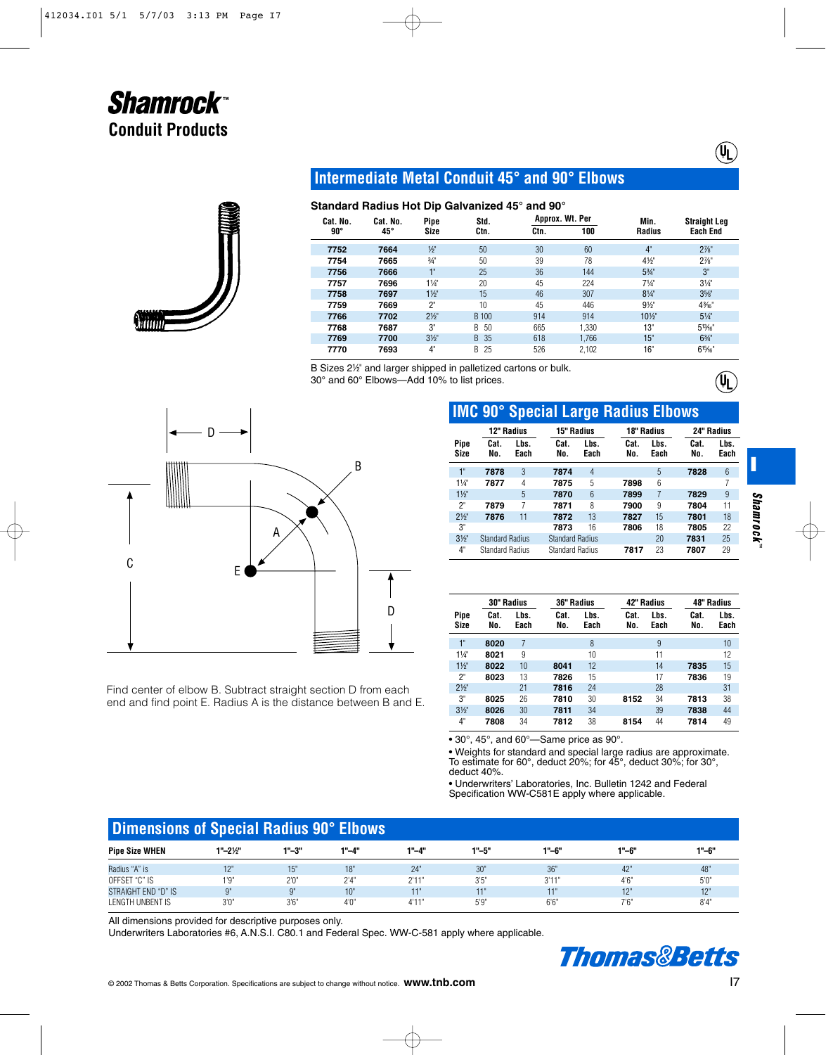# Shamrock™ Conduit Products

## Intermediate Metal Conduit 45° and 90° Elbows

### Standard Radius Hot Dip Galvanized 45° and 90°

| Cat. No. 90° | Cat. No. 45° | Pipe Size | Std. Ctn. | Approx. Wt. Per Ctn. | Approx. Wt. Per 100 | Min. Radius | Straight Leg Each End |
|---|---|---|---|---|---|---|---|
| 7752 | 7664 | ½" | 50 | 30 | 60 | 4" | 2⅞" |
| 7754 | 7665 | ¾" | 50 | 39 | 78 | 4½" | 2⅞" |
| 7756 | 7666 | 1" | 25 | 36 | 144 | 5¾" | 3" |
| 7757 | 7696 | 1¼" | 20 | 45 | 224 | 7¼" | 3¼" |
| 7758 | 7697 | 1½" | 15 | 46 | 307 | 8¼" | 3⅝" |
| 7759 | 7669 | 2" | 10 | 45 | 446 | 9½" | 4³⁄₁₆" |
| 7766 | 7702 | 2½" | B 100 | 914 | 914 | 10½" | 5¼" |
| 7768 | 7687 | 3" | B 50 | 665 | 1,330 | 13" | 5¹³⁄₁₆" |
| 7769 | 7700 | 3½" | B 35 | 618 | 1,766 | 15" | 6¾" |
| 7770 | 7693 | 4" | B 25 | 526 | 2,102 | 16" | 6¹⁵⁄₁₆" |

B Sizes 2½" and larger shipped in palletized cartons or bulk.
30° and 60° Elbows—Add 10% to list prices.

## IMC 90° Special Large Radius Elbows

| Pipe Size | 12" Radius Cat. No. | 12" Radius Lbs. Each | 15" Radius Cat. No. | 15" Radius Lbs. Each | 18" Radius Cat. No. | 18" Radius Lbs. Each | 24" Radius Cat. No. | 24" Radius Lbs. Each |
|---|---|---|---|---|---|---|---|---|
| 1" | 7878 | 3 | 7874 | 4 | | 5 | 7828 | 6 |
| 1¼" | 7877 | 4 | 7875 | 5 | 7898 | 6 | | 7 |
| 1½" | | 5 | 7870 | 6 | 7899 | 7 | 7829 | 9 |
| 2" | 7879 | 7 | 7871 | 8 | 7900 | 9 | 7804 | 11 |
| 2½" | 7876 | 11 | 7872 | 13 | 7827 | 15 | 7801 | 18 |
| 3" | | | 7873 | 16 | 7806 | 18 | 7805 | 22 |
| 3½" | Standard Radius | | Standard Radius | | | 20 | 7831 | 25 |
| 4" | Standard Radius | | Standard Radius | | 7817 | 23 | 7807 | 29 |

| Pipe Size | 30" Radius Cat. No. | 30" Radius Lbs. Each | 36" Radius Cat. No. | 36" Radius Lbs. Each | 42" Radius Cat. No. | 42" Radius Lbs. Each | 48" Radius Cat. No. | 48" Radius Lbs. Each |
|---|---|---|---|---|---|---|---|---|
| 1" | 8020 | 7 | | 8 | | 9 | | 10 |
| 1¼" | 8021 | 9 | | 10 | | 11 | | 12 |
| 1½" | 8022 | 10 | 8041 | 12 | | 14 | 7835 | 15 |
| 2" | 8023 | 13 | 7826 | 15 | | 17 | 7836 | 19 |
| 2½" | | 21 | 7816 | 24 | | 28 | | 31 |
| 3" | 8025 | 26 | 7810 | 30 | 8152 | 34 | 7813 | 38 |
| 3½" | 8026 | 30 | 7811 | 34 | | 39 | 7838 | 44 |
| 4" | 7808 | 34 | 7812 | 38 | 8154 | 44 | 7814 | 49 |

- 30°, 45°, and 60°—Same price as 90°.
- Weights for standard and special large radius are approximate. To estimate for 60°, deduct 20%; for 45°, deduct 30%; for 30°, deduct 40%.
- Underwriters' Laboratories, Inc. Bulletin 1242 and Federal Specification WW-C581E apply where applicable.

Find center of elbow B. Subtract straight section D from each end and find point E. Radius A is the distance between B and E.

## Dimensions of Special Radius 90° Elbows

| Pipe Size WHEN | 1"–2½" | 1"–3" | 1"–4" | 1"–4" | 1"–5" | 1"–6" | 1"–6" | 1"–6" |
|---|---|---|---|---|---|---|---|---|
| Radius "A" is | 12" | 15" | 18" | 24" | 30" | 36" | 42" | 48" |
| OFFSET "C" IS | 1'9" | 2'0" | 2'4" | 2'11" | 3'5" | 3'11" | 4'6" | 5'0" |
| STRAIGHT END "D" IS | 9" | 9" | 10" | 11" | 11" | 11" | 12" | 12" |
| LENGTH UNBENT IS | 3'0" | 3'6" | 4'0" | 4'11" | 5'9" | 6'6" | 7'6" | 8'4" |

All dimensions provided for descriptive purposes only.
Underwriters Laboratories #6, A.N.S.I. C80.1 and Federal Spec. WW-C-581 apply where applicable.

Thomas&Betts

© 2002 Thomas & Betts Corporation. Specifications are subject to change without notice. **www.tnb.com**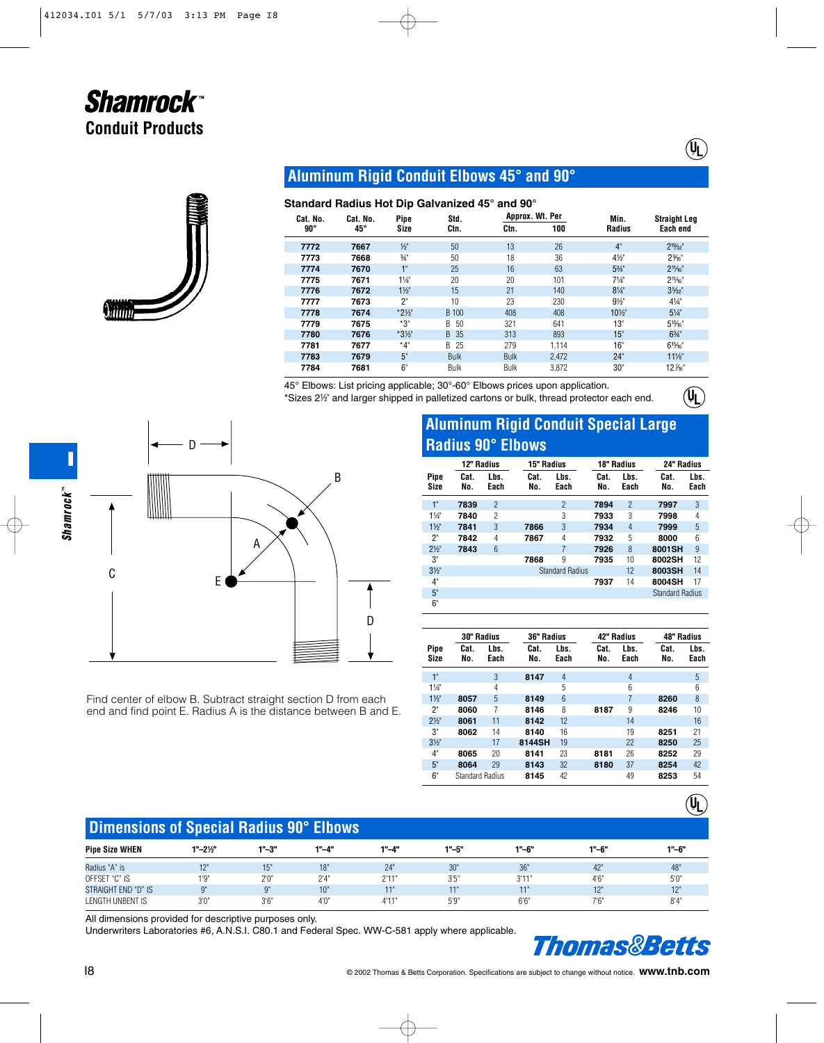# Shamrock™
## Conduit Products

## Aluminum Rigid Conduit Elbows 45° and 90°

### Standard Radius Hot Dip Galvanized 45° and 90°

| Cat. No. 90° | Cat. No. 45° | Pipe Size | Std. Ctn. | Approx. Wt. Per Ctn. | Approx. Wt. Per 100 | Min. Radius | Straight Leg Each end |
|---|---|---|---|---|---|---|---|
| **7772** | **7667** | ½" | 50 | 13 | 26 | 4" | 2 19/32" |
| **7773** | **7668** | ¾" | 50 | 18 | 36 | 4½" | 2 5/16" |
| **7774** | **7670** | 1" | 25 | 16 | 63 | 5¾" | 2 11/16" |
| **7775** | **7671** | 1¼" | 20 | 20 | 101 | 7¼" | 2 11/16" |
| **7776** | **7672** | 1½" | 15 | 21 | 140 | 8¼" | 3 9/32" |
| **7777** | **7673** | 2" | 10 | 23 | 230 | 9½" | 4¼" |
| **7778** | **7674** | *2½" | B 100 | 408 | 408 | 10½" | 5¼" |
| **7779** | **7675** | *3" | B 50 | 321 | 641 | 13" | 5 15/16" |
| **7780** | **7676** | *3½" | B 35 | 313 | 893 | 15" | 6¾" |
| **7781** | **7677** | *4" | B 25 | 279 | 1,114 | 16" | 6 15/16" |
| **7783** | **7679** | 5" | Bulk | Bulk | 2,472 | 24" | 11⅛" |
| **7784** | **7681** | 6" | Bulk | Bulk | 3,872 | 30" | 12 7/16" |

45° Elbows: List pricing applicable; 30°-60° Elbows prices upon application.
*Sizes 2½" and larger shipped in palletized cartons or bulk, thread protector each end.

Find center of elbow B. Subtract straight section D from each end and find point E. Radius A is the distance between B and E.

## Aluminum Rigid Conduit Special Large Radius 90° Elbows

| Pipe Size | 12" Radius Cat. No. | 12" Radius Lbs. Each | 15" Radius Cat. No. | 15" Radius Lbs. Each | 18" Radius Cat. No. | 18" Radius Lbs. Each | 24" Radius Cat. No. | 24" Radius Lbs. Each |
|---|---|---|---|---|---|---|---|---|
| 1" | **7839** | 2 | | 2 | **7894** | 2 | **7997** | 3 |
| 1¼" | **7840** | 2 | | 3 | **7933** | 3 | **7998** | 4 |
| 1½" | **7841** | 3 | **7866** | 3 | **7934** | 4 | **7999** | 5 |
| 2" | **7842** | 4 | **7867** | 4 | **7932** | 5 | **8000** | 6 |
| 2½" | **7843** | 6 | | 7 | **7926** | 8 | **8001SH** | 9 |
| 3" | | | **7868** | 9 | **7935** | 10 | **8002SH** | 12 |
| 3½" | Standard Radius | | | | | 12 | **8003SH** | 14 |
| 4" | | | | | **7937** | 14 | **8004SH** | 17 |
| 5" | | | | | | | Standard Radius | |
| 6" | | | | | | | | |

| Pipe Size | 30" Radius Cat. No. | 30" Radius Lbs. Each | 36" Radius Cat. No. | 36" Radius Lbs. Each | 42" Radius Cat. No. | 42" Radius Lbs. Each | 48" Radius Cat. No. | 48" Radius Lbs. Each |
|---|---|---|---|---|---|---|---|---|
| 1" | | 3 | **8147** | 4 | | 4 | | 5 |
| 1¼" | | 4 | | 5 | | 6 | | 6 |
| 1½" | **8057** | 5 | **8149** | 6 | | 7 | **8260** | 8 |
| 2" | **8060** | 7 | **8146** | 8 | **8187** | 9 | **8246** | 10 |
| 2½" | **8061** | 11 | **8142** | 12 | | 14 | | 16 |
| 3" | **8062** | 14 | **8140** | 16 | | 19 | **8251** | 21 |
| 3½" | | 17 | **8144SH** | 19 | | 22 | **8250** | 25 |
| 4" | **8065** | 20 | **8141** | 23 | **8181** | 26 | **8252** | 29 |
| 5" | **8064** | 29 | **8143** | 32 | **8180** | 37 | **8254** | 42 |
| 6" | Standard Radius | | **8145** | 42 | | 49 | **8253** | 54 |

## Dimensions of Special Radius 90° Elbows

| Pipe Size WHEN | 1"–2½" | 1"–3" | 1"–4" | 1"–4" | 1"–5" | 1"–6" | 1"–6" | 1"–6" |
|---|---|---|---|---|---|---|---|---|
| Radius "A" is | 12" | 15" | 18" | 24" | 30" | 36" | 42" | 48" |
| OFFSET "C" IS | 1'9" | 2'0" | 2'4" | 2'11" | 3'5" | 3'11" | 4'6" | 5'0" |
| STRAIGHT END "D" IS | 9" | 9" | 10" | 11" | 11" | 11" | 12" | 12" |
| LENGTH UNBENT IS | 3'0" | 3'6" | 4'0" | 4'11" | 5'9" | 6'6" | 7'6" | 8'4" |

All dimensions provided for descriptive purposes only.
Underwriters Laboratories #6, A.N.S.I. C80.1 and Federal Spec. WW-C-581 apply where applicable.

Thomas&Betts

© 2002 Thomas & Betts Corporation. Specifications are subject to change without notice. **www.tnb.com**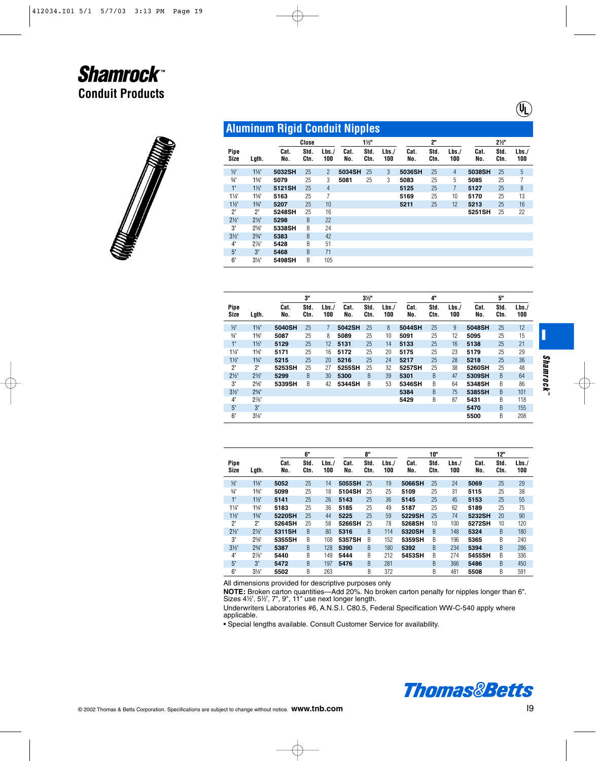# Shamrock™
## Conduit Products

## Aluminum Rigid Conduit Nipples

| | | Close | | | 1½" | | | 2" | | | 2½" | | |
|---|---|---|---|---|---|---|---|---|---|---|---|---|---|
| Pipe Size | Lgth. | Cat. No. | Std. Ctn. | Lbs./ 100 | Cat. No. | Std. Ctn. | Lbs./ 100 | Cat. No. | Std. Ctn. | Lbs./ 100 | Cat. No. | Std. Ctn. | Lbs./ 100 |
| ½" | 1⅛" | **5032SH** | 25 | 2 | **5034SH** | 25 | 3 | **5036SH** | 25 | 4 | **5038SH** | 25 | 5 |
| ¾" | 1⅜" | **5079** | 25 | 3 | **5081** | 25 | 3 | **5083** | 25 | 5 | **5085** | 25 | 7 |
| 1" | 1½" | **5121SH** | 25 | 4 | | | | **5125** | 25 | 7 | **5127** | 25 | 8 |
| 1¼" | 1⅝" | **5163** | 25 | 7 | | | | **5169** | 25 | 10 | **5170** | 25 | 13 |
| 1½" | 1¾" | **5207** | 25 | 10 | | | | **5211** | 25 | 12 | **5213** | 25 | 16 |
| 2" | 2" | **5248SH** | 25 | 16 | | | | | | | **5251SH** | 25 | 22 |
| 2½" | 2½" | **5298** | B | 22 | | | | | | | | | |
| 3" | 2⅝" | **5338SH** | B | 24 | | | | | | | | | |
| 3½" | 2¾" | **5383** | B | 42 | | | | | | | | | |
| 4" | 2⅞" | **5428** | B | 51 | | | | | | | | | |
| 5" | 3" | **5468** | B | 71 | | | | | | | | | |
| 6" | 3⅛" | **5498SH** | B | 105 | | | | | | | | | |

| | | 3" | | | 3½" | | | 4" | | | 5" | | |
|---|---|---|---|---|---|---|---|---|---|---|---|---|---|
| Pipe Size | Lgth. | Cat. No. | Std. Ctn. | Lbs./ 100 | Cat. No. | Std. Ctn. | Lbs./ 100 | Cat. No. | Std. Ctn. | Lbs./ 100 | Cat. No. | Std. Ctn. | Lbs./ 100 |
| ½" | 1⅛" | **5040SH** | 25 | 7 | **5042SH** | 25 | 8 | **5044SH** | 25 | 9 | **5048SH** | 25 | 12 |
| ¾" | 1⅜" | **5087** | 25 | 8 | **5089** | 25 | 10 | **5091** | 25 | 12 | **5095** | 25 | 15 |
| 1" | 1½" | **5129** | 25 | 12 | **5131** | 25 | 14 | **5133** | 25 | 16 | **5138** | 25 | 21 |
| 1¼" | 1⅝" | **5171** | 25 | 16 | **5172** | 25 | 20 | **5175** | 25 | 23 | **5179** | 25 | 29 |
| 1½" | 1¾" | **5215** | 25 | 20 | **5216** | 25 | 24 | **5217** | 25 | 28 | **5218** | 25 | 36 |
| 2" | 2" | **5253SH** | 25 | 27 | **5255SH** | 25 | 32 | **5257SH** | 25 | 38 | **5260SH** | 25 | 48 |
| 2½" | 2½" | **5299** | B | 30 | **5300** | B | 39 | **5301** | B | 47 | **5309SH** | B | 64 |
| 3" | 2⅝" | **5339SH** | B | 42 | **5344SH** | B | 53 | **5346SH** | B | 64 | **5348SH** | B | 86 |
| 3½" | 2¾" | | | | | | | **5384** | B | 75 | **5385SH** | B | 101 |
| 4" | 2⅞" | | | | | | | **5429** | B | 87 | **5431** | B | 118 |
| 5" | 3" | | | | | | | | | | **5470** | B | 155 |
| 6" | 3⅛" | | | | | | | | | | **5500** | B | 208 |

| | | 6" | | | 8" | | | 10" | | | 12" | | |
|---|---|---|---|---|---|---|---|---|---|---|---|---|---|
| Pipe Size | Lgth. | Cat. No. | Std. Ctn. | Lbs./ 100 | Cat. No. | Std. Ctn. | Lbs./ 100 | Cat. No. | Std. Ctn. | Lbs./ 100 | Cat. No. | Std. Ctn. | Lbs./ 100 |
| ½" | 1⅛" | **5052** | 25 | 14 | **5055SH** | 25 | 19 | **5066SH** | 25 | 24 | **5069** | 25 | 29 |
| ¾" | 1⅜" | **5099** | 25 | 18 | **5104SH** | 25 | 25 | **5109** | 25 | 31 | **5115** | 25 | 38 |
| 1" | 1½" | **5141** | 25 | 26 | **5143** | 25 | 36 | **5145** | 25 | 45 | **5153** | 25 | 55 |
| 1¼" | 1⅝" | **5183** | 25 | 36 | **5185** | 25 | 49 | **5187** | 25 | 62 | **5189** | 25 | 75 |
| 1½" | 1¾" | **5220SH** | 25 | 44 | **5225** | 25 | 59 | **5229SH** | 25 | 74 | **5232SH** | 20 | 90 |
| 2" | 2" | **5264SH** | 25 | 58 | **5266SH** | 25 | 78 | **5268SH** | 10 | 100 | **5272SH** | 10 | 120 |
| 2½" | 2½" | **5311SH** | B | 80 | **5316** | B | 114 | **5320SH** | B | 148 | **5324** | B | 180 |
| 3" | 2⅝" | **5355SH** | B | 108 | **5357SH** | B | 152 | **5359SH** | B | 196 | **5365** | B | 240 |
| 3½" | 2¾" | **5387** | B | 128 | **5390** | B | 180 | **5392** | B | 234 | **5394** | B | 286 |
| 4" | 2⅞" | **5440** | B | 149 | **5444** | B | 212 | **5453SH** | B | 274 | **5455SH** | B | 336 |
| 5" | 3" | **5472** | B | 197 | **5476** | B | 281 | | B | 366 | **5486** | B | 450 |
| 6" | 3⅛" | **5502** | B | 263 | | B | 372 | | B | 481 | **5508** | B | 591 |

All dimensions provided for descriptive purposes only

**NOTE:** Broken carton quantities—Add 20%. No broken carton penalty for nipples longer than 6". Sizes 4½", 5½", 7", 9", 11" use next longer length.

Underwriters Laboratories #6, A.N.S.I. C80.5, Federal Specification WW-C-540 apply where applicable.

• Special lengths available. Consult Customer Service for availability.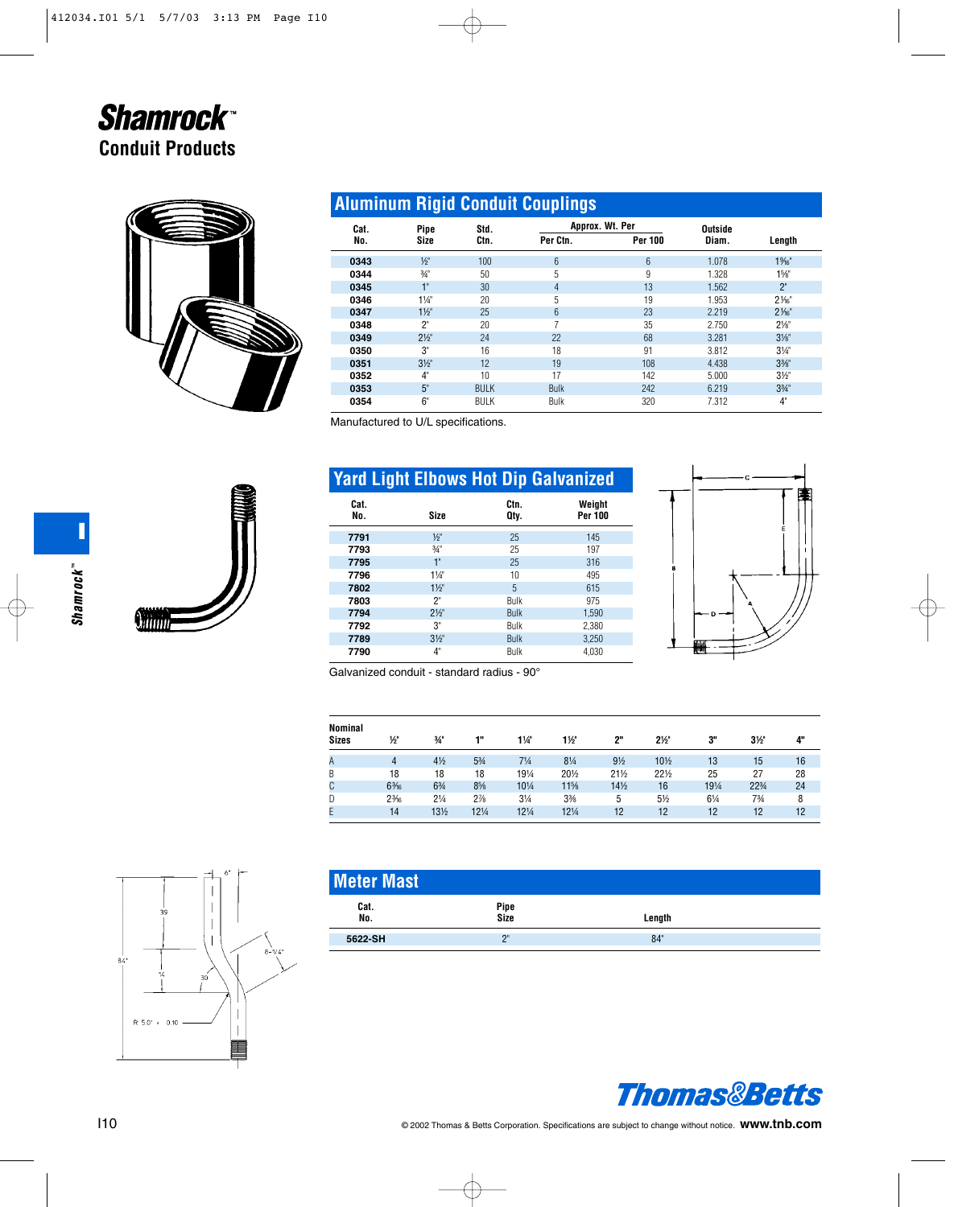# Shamrock™

## Conduit Products

## Aluminum Rigid Conduit Couplings

| Cat. No. | Pipe Size | Std. Ctn. | Approx. Wt. Per Per Ctn. | Approx. Wt. Per Per 100 | Outside Diam. | Length |
|---|---|---|---|---|---|---|
| **0343** | ½" | 100 | 6 | 6 | 1.078 | 1⁹⁄₁₆" |
| **0344** | ¾" | 50 | 5 | 9 | 1.328 | 1⅝" |
| **0345** | 1" | 30 | 4 | 13 | 1.562 | 2" |
| **0346** | 1¼" | 20 | 5 | 19 | 1.953 | 2¹⁄₁₆" |
| **0347** | 1½" | 25 | 6 | 23 | 2.219 | 2¹⁄₁₆" |
| **0348** | 2" | 20 | 7 | 35 | 2.750 | 2⅛" |
| **0349** | 2½" | 24 | 22 | 68 | 3.281 | 3⅛" |
| **0350** | 3" | 16 | 18 | 91 | 3.812 | 3¼" |
| **0351** | 3½" | 12 | 19 | 108 | 4.438 | 3⅜" |
| **0352** | 4" | 10 | 17 | 142 | 5.000 | 3½" |
| **0353** | 5" | BULK | Bulk | 242 | 6.219 | 3¾" |
| **0354** | 6" | BULK | Bulk | 320 | 7.312 | 4" |

Manufactured to U/L specifications.

## Yard Light Elbows Hot Dip Galvanized

| Cat. No. | Size | Ctn. Qty. | Weight Per 100 |
|---|---|---|---|
| **7791** | ½" | 25 | 145 |
| **7793** | ¾" | 25 | 197 |
| **7795** | 1" | 25 | 316 |
| **7796** | 1¼" | 10 | 495 |
| **7802** | 1½" | 5 | 615 |
| **7803** | 2" | Bulk | 975 |
| **7794** | 2½" | Bulk | 1,590 |
| **7792** | 3" | Bulk | 2,380 |
| **7789** | 3½" | Bulk | 3,250 |
| **7790** | 4" | Bulk | 4,030 |

Galvanized conduit - standard radius - 90°

| Nominal Sizes | ½" | ¾" | 1" | 1¼" | 1½" | 2" | 2½" | 3" | 3½" | 4" |
|---|---|---|---|---|---|---|---|---|---|---|
| A | 4 | 4½ | 5¾ | 7¼ | 8¼ | 9½ | 10½ | 13 | 15 | 16 |
| B | 18 | 18 | 18 | 19¼ | 20½ | 21½ | 22½ | 25 | 27 | 28 |
| C | 6³⁄₁₆ | 6¾ | 8⅜ | 10¼ | 11⅝ | 14½ | 16 | 19¼ | 22¾ | 24 |
| D | 2³⁄₁₆ | 2¼ | 2⅞ | 3¼ | 3⅜ | 5 | 5½ | 6¼ | 7¾ | 8 |
| E | 14 | 13½ | 12¼ | 12¼ | 12¼ | 12 | 12 | 12 | 12 | 12 |

## Meter Mast

| Cat. No. | Pipe Size | Length |
|---|---|---|
| **5622-SH** | 2" | 84" |

Thomas&Betts

© 2002 Thomas & Betts Corporation. Specifications are subject to change without notice. **www.tnb.com**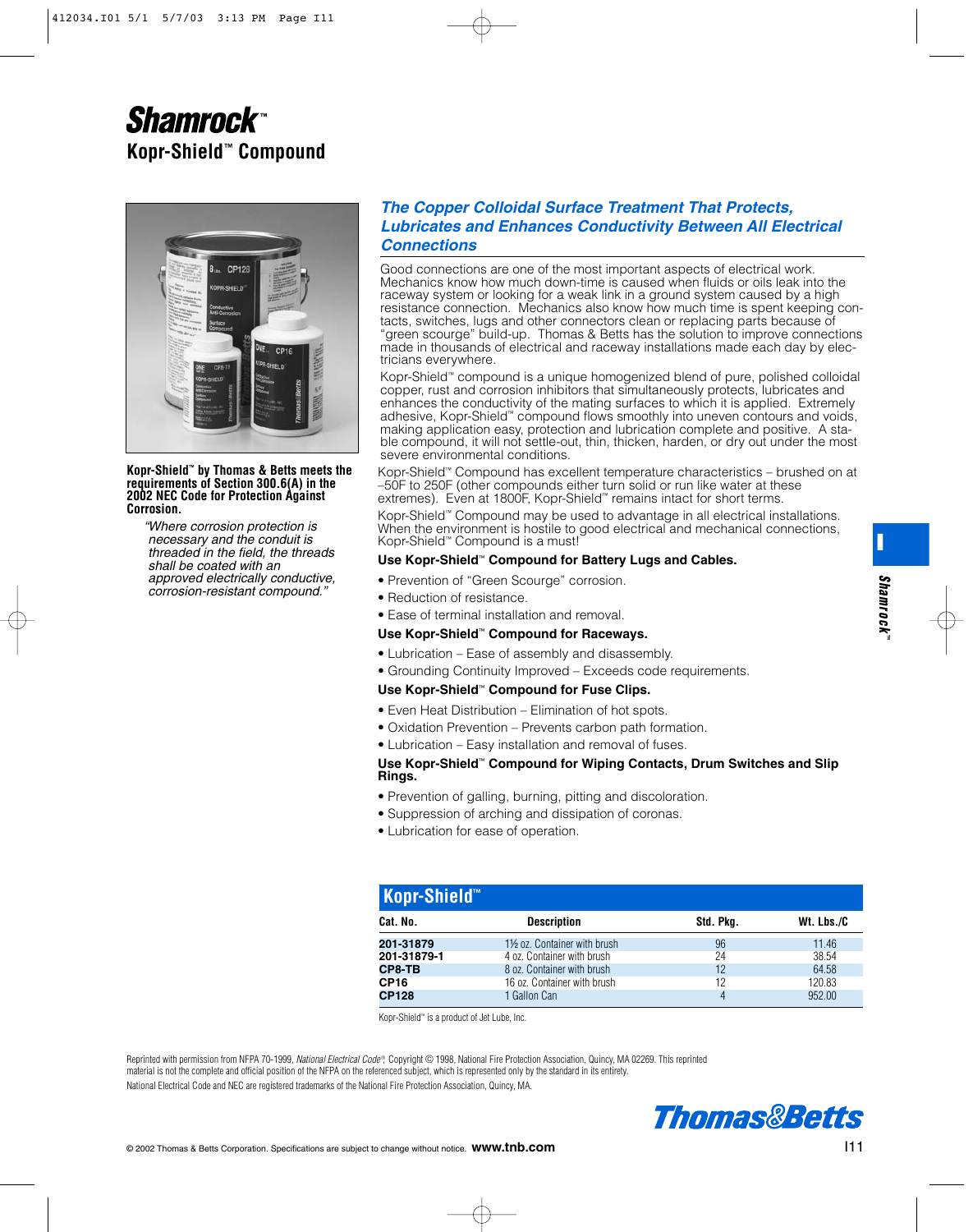# Shamrock™

## Kopr-Shield™ Compound

**Kopr-Shield™ by Thomas & Betts meets the requirements of Section 300.6(A) in the 2002 NEC Code for Protection Against Corrosion.**

*"Where corrosion protection is necessary and the conduit is threaded in the field, the threads shall be coated with an approved electrically conductive, corrosion-resistant compound."*

### *The Copper Colloidal Surface Treatment That Protects, Lubricates and Enhances Conductivity Between All Electrical Connections*

Good connections are one of the most important aspects of electrical work. Mechanics know how much down-time is caused when fluids or oils leak into the raceway system or looking for a weak link in a ground system caused by a high resistance connection. Mechanics also know how much time is spent keeping contacts, switches, lugs and other connectors clean or replacing parts because of "green scourge" build-up. Thomas & Betts has the solution to improve connections made in thousands of electrical and raceway installations made each day by electricians everywhere.

Kopr-Shield™ compound is a unique homogenized blend of pure, polished colloidal copper, rust and corrosion inhibitors that simultaneously protects, lubricates and enhances the conductivity of the mating surfaces to which it is applied. Extremely adhesive, Kopr-Shield™ compound flows smoothly into uneven contours and voids, making application easy, protection and lubrication complete and positive. A stable compound, it will not settle-out, thin, thicken, harden, or dry out under the most severe environmental conditions.

Kopr-Shield™ Compound has excellent temperature characteristics – brushed on at –50F to 250F (other compounds either turn solid or run like water at these extremes). Even at 1800F, Kopr-Shield™ remains intact for short terms.

Kopr-Shield™ Compound may be used to advantage in all electrical installations. When the environment is hostile to good electrical and mechanical connections, Kopr-Shield™ Compound is a must!

**Use Kopr-Shield™ Compound for Battery Lugs and Cables.**

- Prevention of "Green Scourge" corrosion.
- Reduction of resistance.
- Ease of terminal installation and removal.

**Use Kopr-Shield™ Compound for Raceways.**

- Lubrication – Ease of assembly and disassembly.
- Grounding Continuity Improved – Exceeds code requirements.

**Use Kopr-Shield™ Compound for Fuse Clips.**

- Even Heat Distribution – Elimination of hot spots.
- Oxidation Prevention – Prevents carbon path formation.
- Lubrication – Easy installation and removal of fuses.

**Use Kopr-Shield™ Compound for Wiping Contacts, Drum Switches and Slip Rings.**

- Prevention of galling, burning, pitting and discoloration.
- Suppression of arching and dissipation of coronas.
- Lubrication for ease of operation.

### Kopr-Shield™

| Cat. No. | Description | Std. Pkg. | Wt. Lbs./C |
|---|---|---|---|
| **201-31879** | 1½ oz. Container with brush | 96 | 11.46 |
| **201-31879-1** | 4 oz. Container with brush | 24 | 38.54 |
| **CP8-TB** | 8 oz. Container with brush | 12 | 64.58 |
| **CP16** | 16 oz. Container with brush | 12 | 120.83 |
| **CP128** | 1 Gallon Can | 4 | 952.00 |

Kopr-Shield™ is a product of Jet Lube, Inc.

Reprinted with permission from NFPA 70-1999, *National Electrical Code®*, Copyright © 1998, National Fire Protection Association, Quincy, MA 02269. This reprinted material is not the complete and official position of the NFPA on the referenced subject, which is represented only by the standard in its entirety.

National Electrical Code and NEC are registered trademarks of the National Fire Protection Association, Quincy, MA.

© 2002 Thomas & Betts Corporation. Specifications are subject to change without notice. **www.tnb.com**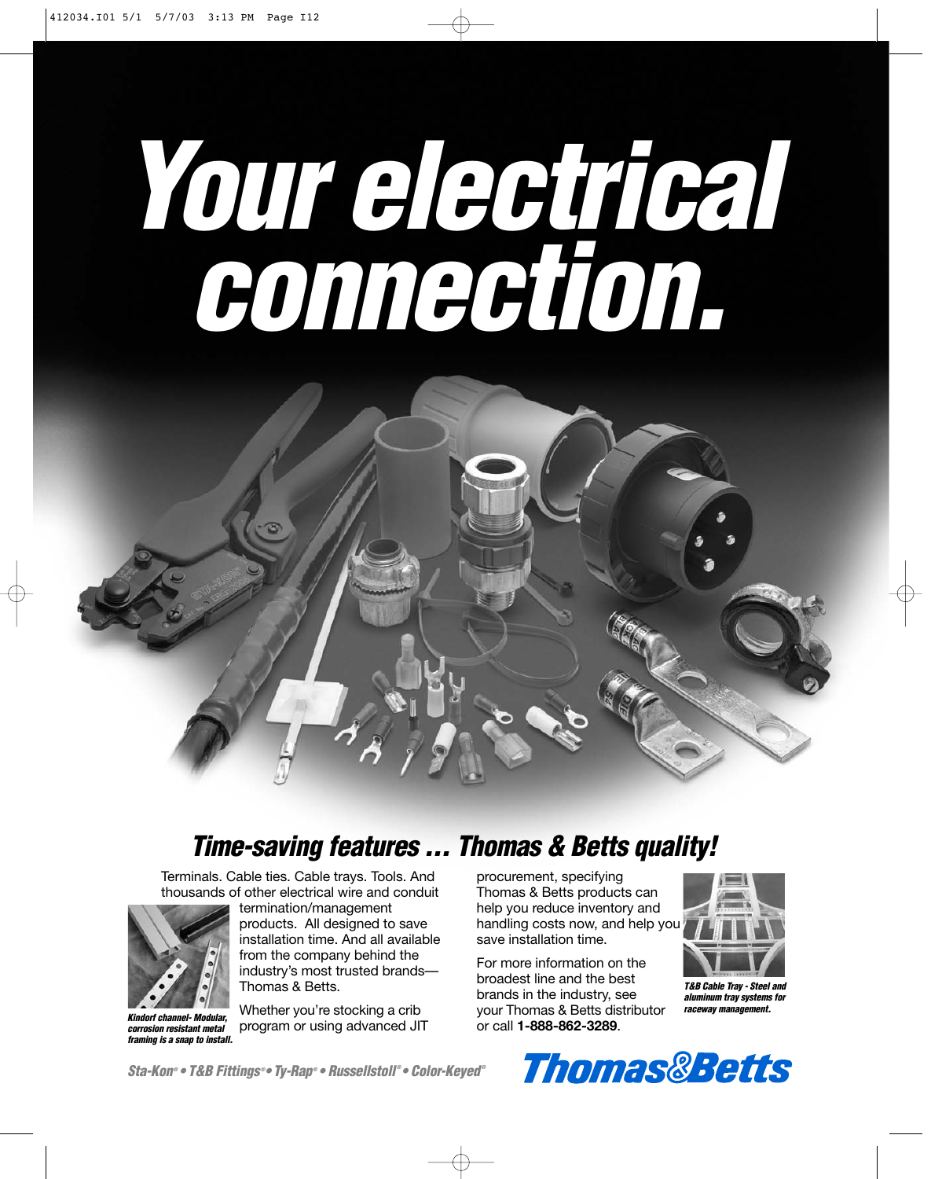# Your electrical connection.

## Time-saving features ... Thomas & Betts quality!

Terminals. Cable ties. Cable trays. Tools. And thousands of other electrical wire and conduit termination/management products. All designed to save installation time. And all available from the company behind the industry's most trusted brands—Thomas & Betts.

Whether you're stocking a crib program or using advanced JIT procurement, specifying Thomas & Betts products can help you reduce inventory and handling costs now, and help you save installation time.

For more information on the broadest line and the best brands in the industry, see your Thomas & Betts distributor or call **1-888-862-3289**.

***Kindorf channel- Modular, corrosion resistant metal framing is a snap to install.***

***T&B Cable Tray - Steel and aluminum tray systems for raceway management.***

*Sta-Kon® • T&B Fittings® • Ty-Rap® • Russellstoll® • Color-Keyed®*

**Thomas&Betts**